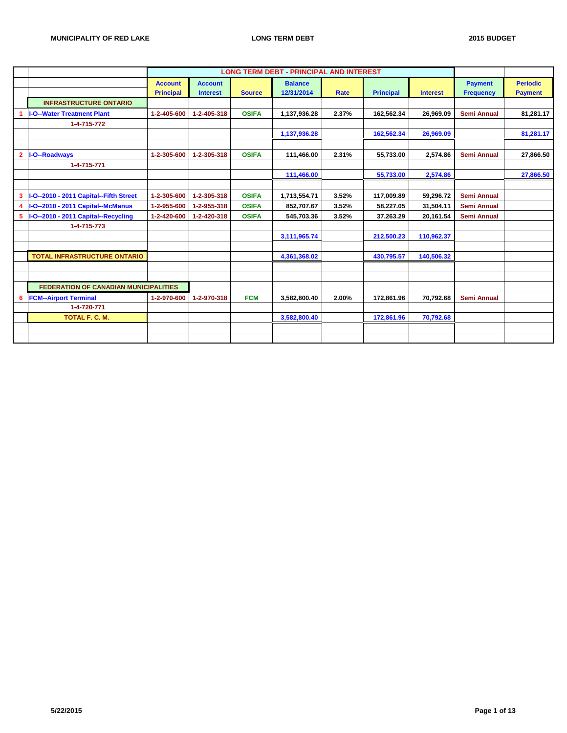MUNICIPALITY OF RED LAKE — LONG TERM DEBT — 2015 BUDGET

| | | LONG TERM DEBT - PRINCIPAL AND INTEREST | | | | | | | | |
|---|---|---|---|---|---|---|---|---|---|---|
| | | Account Principal | Account Interest | Source | Balance 12/31/2014 | Rate | Principal | Interest | Payment Frequency | Periodic Payment |
| | INFRASTRUCTURE ONTARIO | | | | | | | | | |
| 1 | I-O--Water Treatment Plant | 1-2-405-600 | 1-2-405-318 | OSIFA | 1,137,936.28 | 2.37% | 162,562.34 | 26,969.09 | Semi Annual | 81,281.17 |
| | 1-4-715-772 | | | | | | | | | |
| | | | | | 1,137,936.28 | | 162,562.34 | 26,969.09 | | 81,281.17 |
| | | | | | | | | | | |
| 2 | I-O--Roadways | 1-2-305-600 | 1-2-305-318 | OSIFA | 111,466.00 | 2.31% | 55,733.00 | 2,574.86 | Semi Annual | 27,866.50 |
| | 1-4-715-771 | | | | | | | | | |
| | | | | | 111,466.00 | | 55,733.00 | 2,574.86 | | 27,866.50 |
| | | | | | | | | | | |
| 3 | I-O--2010 - 2011 Capital--Fifth Street | 1-2-305-600 | 1-2-305-318 | OSIFA | 1,713,554.71 | 3.52% | 117,009.89 | 59,296.72 | Semi Annual | |
| 4 | I-O--2010 - 2011 Capital--McManus | 1-2-955-600 | 1-2-955-318 | OSIFA | 852,707.67 | 3.52% | 58,227.05 | 31,504.11 | Semi Annual | |
| 5 | I-O--2010 - 2011 Capital--Recycling | 1-2-420-600 | 1-2-420-318 | OSIFA | 545,703.36 | 3.52% | 37,263.29 | 20,161.54 | Semi Annual | |
| | 1-4-715-773 | | | | | | | | | |
| | | | | | 3,111,965.74 | | 212,500.23 | 110,962.37 | | |
| | | | | | | | | | | |
| | TOTAL INFRASTRUCTURE ONTARIO | | | | 4,361,368.02 | | 430,795.57 | 140,506.32 | | |
| | | | | | | | | | | |
| | | | | | | | | | | |
| | FEDERATION OF CANADIAN MUNICIPALITIES | | | | | | | | | |
| 6 | FCM--Airport Terminal | 1-2-970-600 | 1-2-970-318 | FCM | 3,582,800.40 | 2.00% | 172,861.96 | 70,792.68 | Semi Annual | |
| | 1-4-720-771 | | | | | | | | | |
| | TOTAL F. C. M. | | | | 3,582,800.40 | | 172,861.96 | 70,792.68 | | |

5/22/2015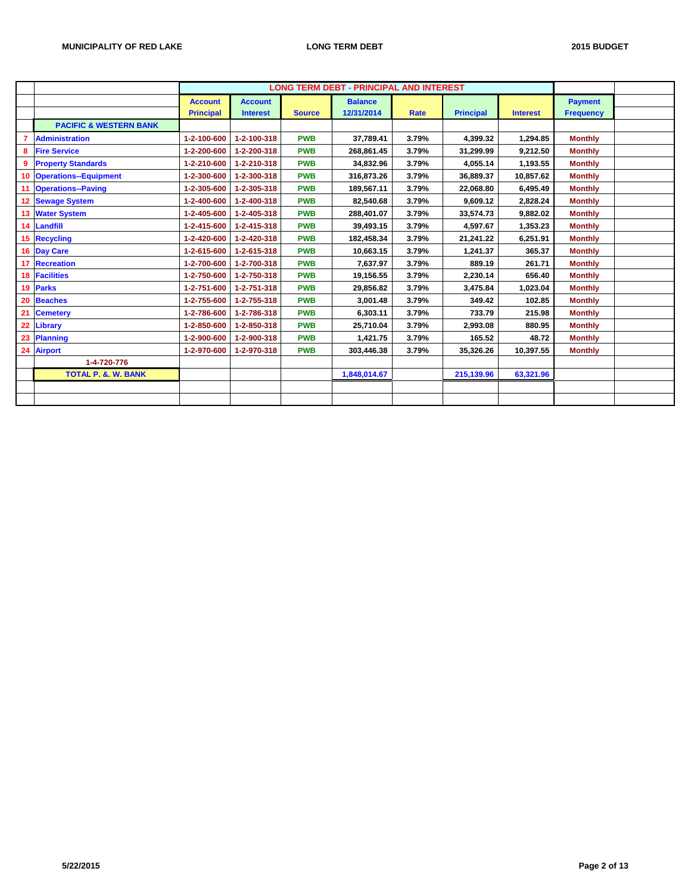MUNICIPALITY OF RED LAKE — LONG TERM DEBT — 2015 BUDGET

| | | LONG TERM DEBT - PRINCIPAL AND INTEREST | | | | | | | | |
|---|---|---|---|---|---|---|---|---|---|---|
| | | Account Principal | Account Interest | Source | Balance 12/31/2014 | Rate | Principal | Interest | Payment Frequency | |
| | PACIFIC & WESTERN BANK | | | | | | | | | |
| 7 | Administration | 1-2-100-600 | 1-2-100-318 | PWB | 37,789.41 | 3.79% | 4,399.32 | 1,294.85 | Monthly | |
| 8 | Fire Service | 1-2-200-600 | 1-2-200-318 | PWB | 268,861.45 | 3.79% | 31,299.99 | 9,212.50 | Monthly | |
| 9 | Property Standards | 1-2-210-600 | 1-2-210-318 | PWB | 34,832.96 | 3.79% | 4,055.14 | 1,193.55 | Monthly | |
| 10 | Operations--Equipment | 1-2-300-600 | 1-2-300-318 | PWB | 316,873.26 | 3.79% | 36,889.37 | 10,857.62 | Monthly | |
| 11 | Operations--Paving | 1-2-305-600 | 1-2-305-318 | PWB | 189,567.11 | 3.79% | 22,068.80 | 6,495.49 | Monthly | |
| 12 | Sewage System | 1-2-400-600 | 1-2-400-318 | PWB | 82,540.68 | 3.79% | 9,609.12 | 2,828.24 | Monthly | |
| 13 | Water System | 1-2-405-600 | 1-2-405-318 | PWB | 288,401.07 | 3.79% | 33,574.73 | 9,882.02 | Monthly | |
| 14 | Landfill | 1-2-415-600 | 1-2-415-318 | PWB | 39,493.15 | 3.79% | 4,597.67 | 1,353.23 | Monthly | |
| 15 | Recycling | 1-2-420-600 | 1-2-420-318 | PWB | 182,458.34 | 3.79% | 21,241.22 | 6,251.91 | Monthly | |
| 16 | Day Care | 1-2-615-600 | 1-2-615-318 | PWB | 10,663.15 | 3.79% | 1,241.37 | 365.37 | Monthly | |
| 17 | Recreation | 1-2-700-600 | 1-2-700-318 | PWB | 7,637.97 | 3.79% | 889.19 | 261.71 | Monthly | |
| 18 | Facilities | 1-2-750-600 | 1-2-750-318 | PWB | 19,156.55 | 3.79% | 2,230.14 | 656.40 | Monthly | |
| 19 | Parks | 1-2-751-600 | 1-2-751-318 | PWB | 29,856.82 | 3.79% | 3,475.84 | 1,023.04 | Monthly | |
| 20 | Beaches | 1-2-755-600 | 1-2-755-318 | PWB | 3,001.48 | 3.79% | 349.42 | 102.85 | Monthly | |
| 21 | Cemetery | 1-2-786-600 | 1-2-786-318 | PWB | 6,303.11 | 3.79% | 733.79 | 215.98 | Monthly | |
| 22 | Library | 1-2-850-600 | 1-2-850-318 | PWB | 25,710.04 | 3.79% | 2,993.08 | 880.95 | Monthly | |
| 23 | Planning | 1-2-900-600 | 1-2-900-318 | PWB | 1,421.75 | 3.79% | 165.52 | 48.72 | Monthly | |
| 24 | Airport | 1-2-970-600 | 1-2-970-318 | PWB | 303,446.38 | 3.79% | 35,326.26 | 10,397.55 | Monthly | |
| | 1-4-720-776 | | | | | | | | | |
| | TOTAL P. &. W. BANK | | | | 1,848,014.67 | | 215,139.96 | 63,321.96 | | |
| | | | | | | | | | | |
| | | | | | | | | | | |

5/22/2015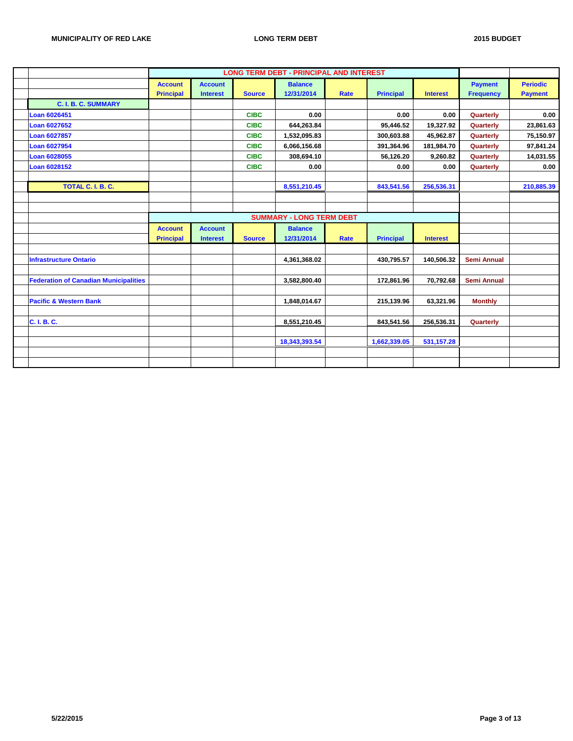MUNICIPALITY OF RED LAKE — LONG TERM DEBT — 2015 BUDGET

## LONG TERM DEBT - PRINCIPAL AND INTEREST

| | Account Principal | Account Interest | Source | Balance 12/31/2014 | Rate | Principal | Interest | Payment Frequency | Periodic Payment |
|---|---|---|---|---|---|---|---|---|---|
| **C. I. B. C. SUMMARY** | | | | | | | | | |
| Loan 6026451 | | | CIBC | 0.00 | | 0.00 | 0.00 | Quarterly | 0.00 |
| Loan 6027652 | | | CIBC | 644,263.84 | | 95,446.52 | 19,327.92 | Quarterly | 23,861.63 |
| Loan 6027857 | | | CIBC | 1,532,095.83 | | 300,603.88 | 45,962.87 | Quarterly | 75,150.97 |
| Loan 6027954 | | | CIBC | 6,066,156.68 | | 391,364.96 | 181,984.70 | Quarterly | 97,841.24 |
| Loan 6028055 | | | CIBC | 308,694.10 | | 56,126.20 | 9,260.82 | Quarterly | 14,031.55 |
| Loan 6028152 | | | CIBC | 0.00 | | 0.00 | 0.00 | Quarterly | 0.00 |
| **TOTAL C. I. B. C.** | | | | 8,551,210.45 | | 843,541.56 | 256,536.31 | | 210,885.39 |

## SUMMARY - LONG TERM DEBT

| | Account Principal | Account Interest | Source | Balance 12/31/2014 | Rate | Principal | Interest | |
|---|---|---|---|---|---|---|---|---|
| Infrastructure Ontario | | | | 4,361,368.02 | | 430,795.57 | 140,506.32 | Semi Annual |
| Federation of Canadian Municipalities | | | | 3,582,800.40 | | 172,861.96 | 70,792.68 | Semi Annual |
| Pacific & Western Bank | | | | 1,848,014.67 | | 215,139.96 | 63,321.96 | Monthly |
| C. I. B. C. | | | | 8,551,210.45 | | 843,541.56 | 256,536.31 | Quarterly |
| | | | | 18,343,393.54 | | 1,662,339.05 | 531,157.28 | |

5/22/2015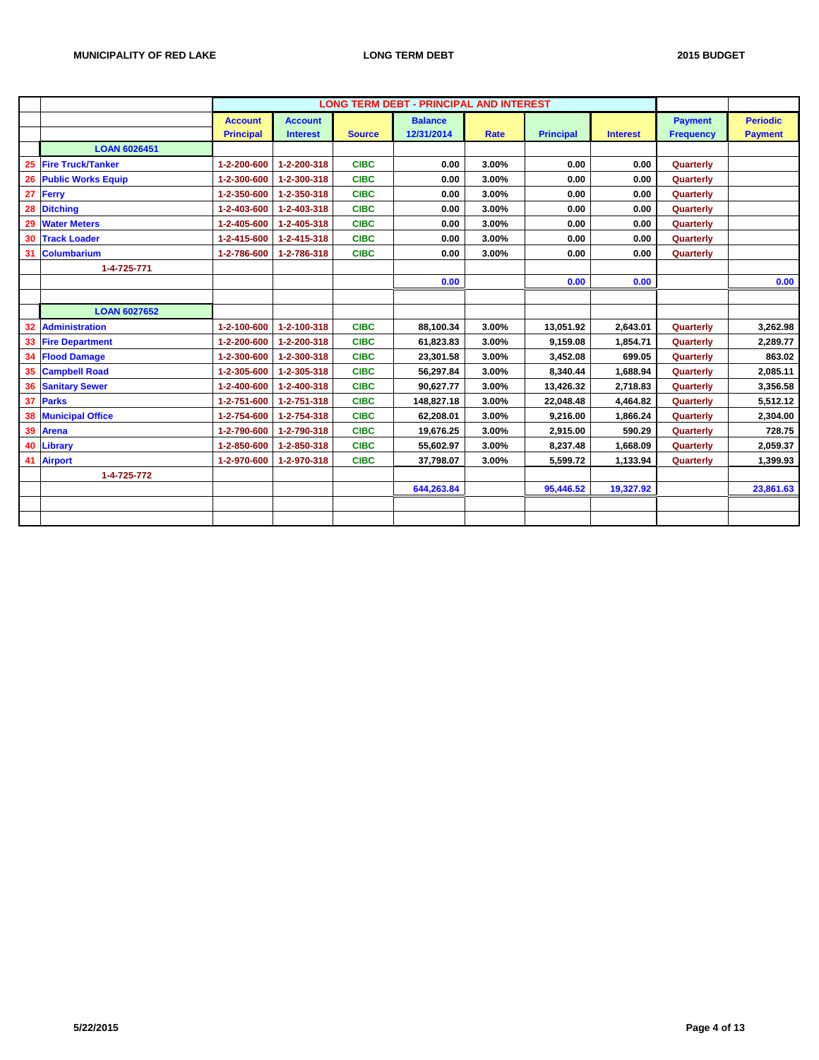MUNICIPALITY OF RED LAKE — LONG TERM DEBT — 2015 BUDGET

| | | LONG TERM DEBT - PRINCIPAL AND INTEREST | | | | | | | | |
|---|---|---|---|---|---|---|---|---|---|---|
| | | Account Principal | Account Interest | Source | Balance 12/31/2014 | Rate | Principal | Interest | Payment Frequency | Periodic Payment |
| | **LOAN 6026451** | | | | | | | | | |
| 25 | Fire Truck/Tanker | 1-2-200-600 | 1-2-200-318 | CIBC | 0.00 | 3.00% | 0.00 | 0.00 | Quarterly | |
| 26 | Public Works Equip | 1-2-300-600 | 1-2-300-318 | CIBC | 0.00 | 3.00% | 0.00 | 0.00 | Quarterly | |
| 27 | Ferry | 1-2-350-600 | 1-2-350-318 | CIBC | 0.00 | 3.00% | 0.00 | 0.00 | Quarterly | |
| 28 | Ditching | 1-2-403-600 | 1-2-403-318 | CIBC | 0.00 | 3.00% | 0.00 | 0.00 | Quarterly | |
| 29 | Water Meters | 1-2-405-600 | 1-2-405-318 | CIBC | 0.00 | 3.00% | 0.00 | 0.00 | Quarterly | |
| 30 | Track Loader | 1-2-415-600 | 1-2-415-318 | CIBC | 0.00 | 3.00% | 0.00 | 0.00 | Quarterly | |
| 31 | Columbarium | 1-2-786-600 | 1-2-786-318 | CIBC | 0.00 | 3.00% | 0.00 | 0.00 | Quarterly | |
| | 1-4-725-771 | | | | | | | | | |
| | | | | | 0.00 | | 0.00 | 0.00 | | 0.00 |
| | | | | | | | | | | |
| | **LOAN 6027652** | | | | | | | | | |
| 32 | Administration | 1-2-100-600 | 1-2-100-318 | CIBC | 88,100.34 | 3.00% | 13,051.92 | 2,643.01 | Quarterly | 3,262.98 |
| 33 | Fire Department | 1-2-200-600 | 1-2-200-318 | CIBC | 61,823.83 | 3.00% | 9,159.08 | 1,854.71 | Quarterly | 2,289.77 |
| 34 | Flood Damage | 1-2-300-600 | 1-2-300-318 | CIBC | 23,301.58 | 3.00% | 3,452.08 | 699.05 | Quarterly | 863.02 |
| 35 | Campbell Road | 1-2-305-600 | 1-2-305-318 | CIBC | 56,297.84 | 3.00% | 8,340.44 | 1,688.94 | Quarterly | 2,085.11 |
| 36 | Sanitary Sewer | 1-2-400-600 | 1-2-400-318 | CIBC | 90,627.77 | 3.00% | 13,426.32 | 2,718.83 | Quarterly | 3,356.58 |
| 37 | Parks | 1-2-751-600 | 1-2-751-318 | CIBC | 148,827.18 | 3.00% | 22,048.48 | 4,464.82 | Quarterly | 5,512.12 |
| 38 | Municipal Office | 1-2-754-600 | 1-2-754-318 | CIBC | 62,208.01 | 3.00% | 9,216.00 | 1,866.24 | Quarterly | 2,304.00 |
| 39 | Arena | 1-2-790-600 | 1-2-790-318 | CIBC | 19,676.25 | 3.00% | 2,915.00 | 590.29 | Quarterly | 728.75 |
| 40 | Library | 1-2-850-600 | 1-2-850-318 | CIBC | 55,602.97 | 3.00% | 8,237.48 | 1,668.09 | Quarterly | 2,059.37 |
| 41 | Airport | 1-2-970-600 | 1-2-970-318 | CIBC | 37,798.07 | 3.00% | 5,599.72 | 1,133.94 | Quarterly | 1,399.93 |
| | 1-4-725-772 | | | | | | | | | |
| | | | | | 644,263.84 | | 95,446.52 | 19,327.92 | | 23,861.63 |

5/22/2015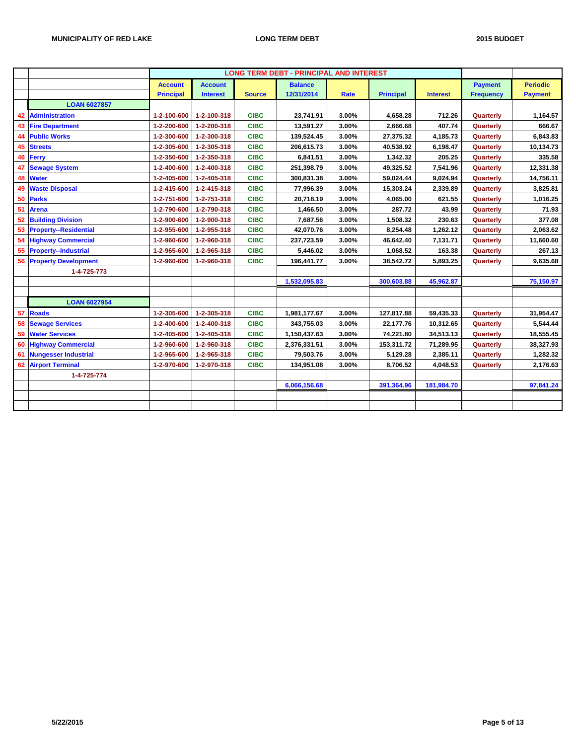MUNICIPALITY OF RED LAKE — LONG TERM DEBT — 2015 BUDGET

| | | LONG TERM DEBT - PRINCIPAL AND INTEREST | | | | | | | | |
|---|---|---|---|---|---|---|---|---|---|---|
| | | Account Principal | Account Interest | Source | Balance 12/31/2014 | Rate | Principal | Interest | Payment Frequency | Periodic Payment |
| | **LOAN 6027857** | | | | | | | | | |
| 42 | Administration | 1-2-100-600 | 1-2-100-318 | CIBC | 23,741.91 | 3.00% | 4,658.28 | 712.26 | Quarterly | 1,164.57 |
| 43 | Fire Department | 1-2-200-600 | 1-2-200-318 | CIBC | 13,591.27 | 3.00% | 2,666.68 | 407.74 | Quarterly | 666.67 |
| 44 | Public Works | 1-2-300-600 | 1-2-300-318 | CIBC | 139,524.45 | 3.00% | 27,375.32 | 4,185.73 | Quarterly | 6,843.83 |
| 45 | Streets | 1-2-305-600 | 1-2-305-318 | CIBC | 206,615.73 | 3.00% | 40,538.92 | 6,198.47 | Quarterly | 10,134.73 |
| 46 | Ferry | 1-2-350-600 | 1-2-350-318 | CIBC | 6,841.51 | 3.00% | 1,342.32 | 205.25 | Quarterly | 335.58 |
| 47 | Sewage System | 1-2-400-600 | 1-2-400-318 | CIBC | 251,398.79 | 3.00% | 49,325.52 | 7,541.96 | Quarterly | 12,331.38 |
| 48 | Water | 1-2-405-600 | 1-2-405-318 | CIBC | 300,831.38 | 3.00% | 59,024.44 | 9,024.94 | Quarterly | 14,756.11 |
| 49 | Waste Disposal | 1-2-415-600 | 1-2-415-318 | CIBC | 77,996.39 | 3.00% | 15,303.24 | 2,339.89 | Quarterly | 3,825.81 |
| 50 | Parks | 1-2-751-600 | 1-2-751-318 | CIBC | 20,718.19 | 3.00% | 4,065.00 | 621.55 | Quarterly | 1,016.25 |
| 51 | Arena | 1-2-790-600 | 1-2-790-318 | CIBC | 1,466.50 | 3.00% | 287.72 | 43.99 | Quarterly | 71.93 |
| 52 | Building Division | 1-2-900-600 | 1-2-900-318 | CIBC | 7,687.56 | 3.00% | 1,508.32 | 230.63 | Quarterly | 377.08 |
| 53 | Property--Residential | 1-2-955-600 | 1-2-955-318 | CIBC | 42,070.76 | 3.00% | 8,254.48 | 1,262.12 | Quarterly | 2,063.62 |
| 54 | Highway Commercial | 1-2-960-600 | 1-2-960-318 | CIBC | 237,723.59 | 3.00% | 46,642.40 | 7,131.71 | Quarterly | 11,660.60 |
| 55 | Property--Industrial | 1-2-965-600 | 1-2-965-318 | CIBC | 5,446.02 | 3.00% | 1,068.52 | 163.38 | Quarterly | 267.13 |
| 56 | Property Development | 1-2-960-600 | 1-2-960-318 | CIBC | 196,441.77 | 3.00% | 38,542.72 | 5,893.25 | Quarterly | 9,635.68 |
| | 1-4-725-773 | | | | | | | | | |
| | | | | | 1,532,095.83 | | 300,603.88 | 45,962.87 | | 75,150.97 |
| | | | | | | | | | | |
| | **LOAN 6027954** | | | | | | | | | |
| 57 | Roads | 1-2-305-600 | 1-2-305-318 | CIBC | 1,981,177.67 | 3.00% | 127,817.88 | 59,435.33 | Quarterly | 31,954.47 |
| 58 | Sewage Services | 1-2-400-600 | 1-2-400-318 | CIBC | 343,755.03 | 3.00% | 22,177.76 | 10,312.65 | Quarterly | 5,544.44 |
| 59 | Water Services | 1-2-405-600 | 1-2-405-318 | CIBC | 1,150,437.63 | 3.00% | 74,221.80 | 34,513.13 | Quarterly | 18,555.45 |
| 60 | Highway Commercial | 1-2-960-600 | 1-2-960-318 | CIBC | 2,376,331.51 | 3.00% | 153,311.72 | 71,289.95 | Quarterly | 38,327.93 |
| 61 | Nungesser Industrial | 1-2-965-600 | 1-2-965-318 | CIBC | 79,503.76 | 3.00% | 5,129.28 | 2,385.11 | Quarterly | 1,282.32 |
| 62 | Airport Terminal | 1-2-970-600 | 1-2-970-318 | CIBC | 134,951.08 | 3.00% | 8,706.52 | 4,048.53 | Quarterly | 2,176.63 |
| | 1-4-725-774 | | | | | | | | | |
| | | | | | 6,066,156.68 | | 391,364.96 | 181,984.70 | | 97,841.24 |

5/22/2015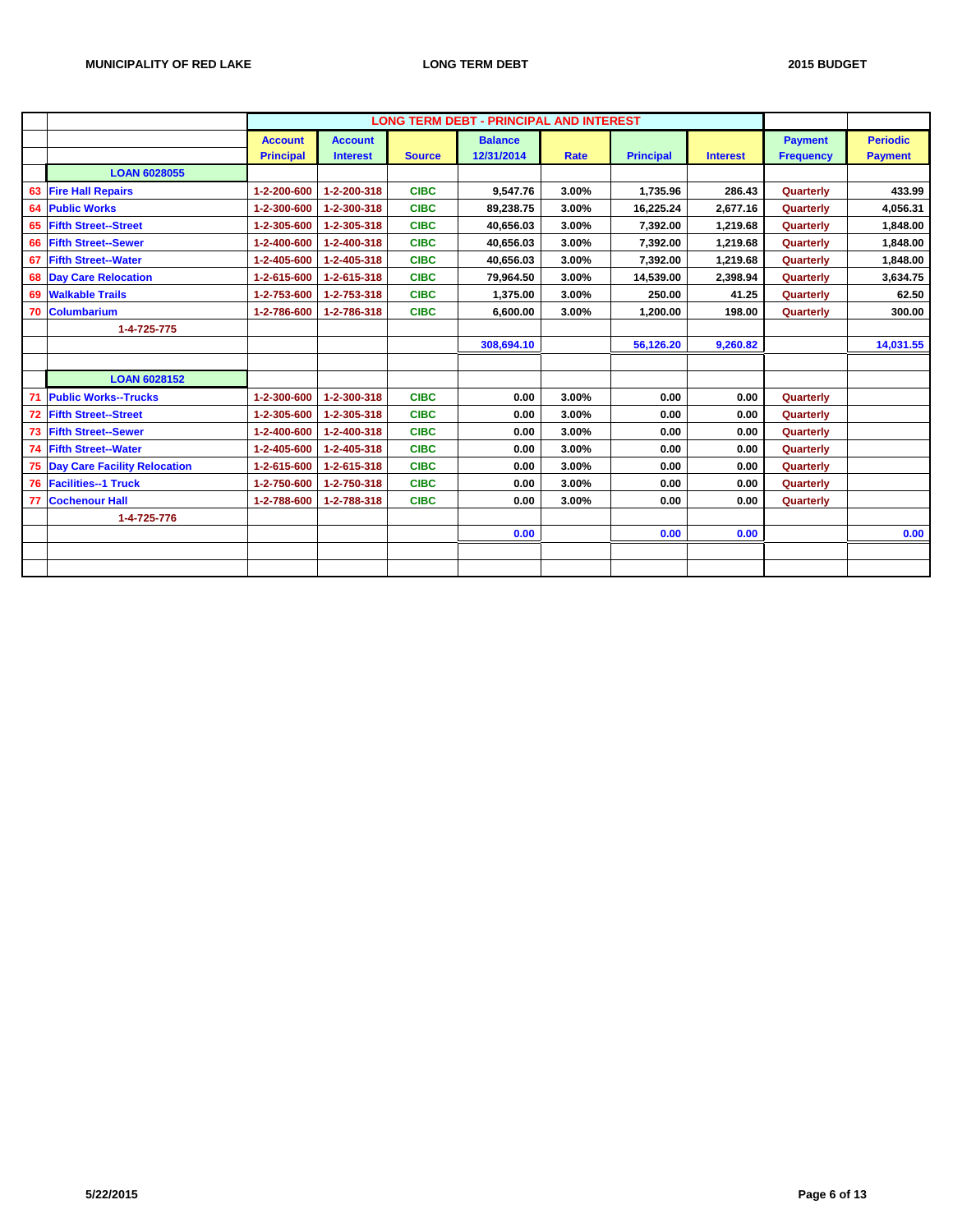MUNICIPALITY OF RED LAKE — LONG TERM DEBT — 2015 BUDGET

| | | LONG TERM DEBT - PRINCIPAL AND INTEREST | | | | | | | | |
|---|---|---|---|---|---|---|---|---|---|---|
| | | Account Principal | Account Interest | Source | Balance 12/31/2014 | Rate | Principal | Interest | Payment Frequency | Periodic Payment |
| | LOAN 6028055 | | | | | | | | | |
| 63 | Fire Hall Repairs | 1-2-200-600 | 1-2-200-318 | CIBC | 9,547.76 | 3.00% | 1,735.96 | 286.43 | Quarterly | 433.99 |
| 64 | Public Works | 1-2-300-600 | 1-2-300-318 | CIBC | 89,238.75 | 3.00% | 16,225.24 | 2,677.16 | Quarterly | 4,056.31 |
| 65 | Fifth Street--Street | 1-2-305-600 | 1-2-305-318 | CIBC | 40,656.03 | 3.00% | 7,392.00 | 1,219.68 | Quarterly | 1,848.00 |
| 66 | Fifth Street--Sewer | 1-2-400-600 | 1-2-400-318 | CIBC | 40,656.03 | 3.00% | 7,392.00 | 1,219.68 | Quarterly | 1,848.00 |
| 67 | Fifth Street--Water | 1-2-405-600 | 1-2-405-318 | CIBC | 40,656.03 | 3.00% | 7,392.00 | 1,219.68 | Quarterly | 1,848.00 |
| 68 | Day Care Relocation | 1-2-615-600 | 1-2-615-318 | CIBC | 79,964.50 | 3.00% | 14,539.00 | 2,398.94 | Quarterly | 3,634.75 |
| 69 | Walkable Trails | 1-2-753-600 | 1-2-753-318 | CIBC | 1,375.00 | 3.00% | 250.00 | 41.25 | Quarterly | 62.50 |
| 70 | Columbarium | 1-2-786-600 | 1-2-786-318 | CIBC | 6,600.00 | 3.00% | 1,200.00 | 198.00 | Quarterly | 300.00 |
| | 1-4-725-775 | | | | | | | | | |
| | | | | | 308,694.10 | | 56,126.20 | 9,260.82 | | 14,031.55 |
| | | | | | | | | | | |
| | LOAN 6028152 | | | | | | | | | |
| 71 | Public Works--Trucks | 1-2-300-600 | 1-2-300-318 | CIBC | 0.00 | 3.00% | 0.00 | 0.00 | Quarterly | |
| 72 | Fifth Street--Street | 1-2-305-600 | 1-2-305-318 | CIBC | 0.00 | 3.00% | 0.00 | 0.00 | Quarterly | |
| 73 | Fifth Street--Sewer | 1-2-400-600 | 1-2-400-318 | CIBC | 0.00 | 3.00% | 0.00 | 0.00 | Quarterly | |
| 74 | Fifth Street--Water | 1-2-405-600 | 1-2-405-318 | CIBC | 0.00 | 3.00% | 0.00 | 0.00 | Quarterly | |
| 75 | Day Care Facility Relocation | 1-2-615-600 | 1-2-615-318 | CIBC | 0.00 | 3.00% | 0.00 | 0.00 | Quarterly | |
| 76 | Facilities--1 Truck | 1-2-750-600 | 1-2-750-318 | CIBC | 0.00 | 3.00% | 0.00 | 0.00 | Quarterly | |
| 77 | Cochenour Hall | 1-2-788-600 | 1-2-788-318 | CIBC | 0.00 | 3.00% | 0.00 | 0.00 | Quarterly | |
| | 1-4-725-776 | | | | | | | | | |
| | | | | | 0.00 | | 0.00 | 0.00 | | 0.00 |

5/22/2015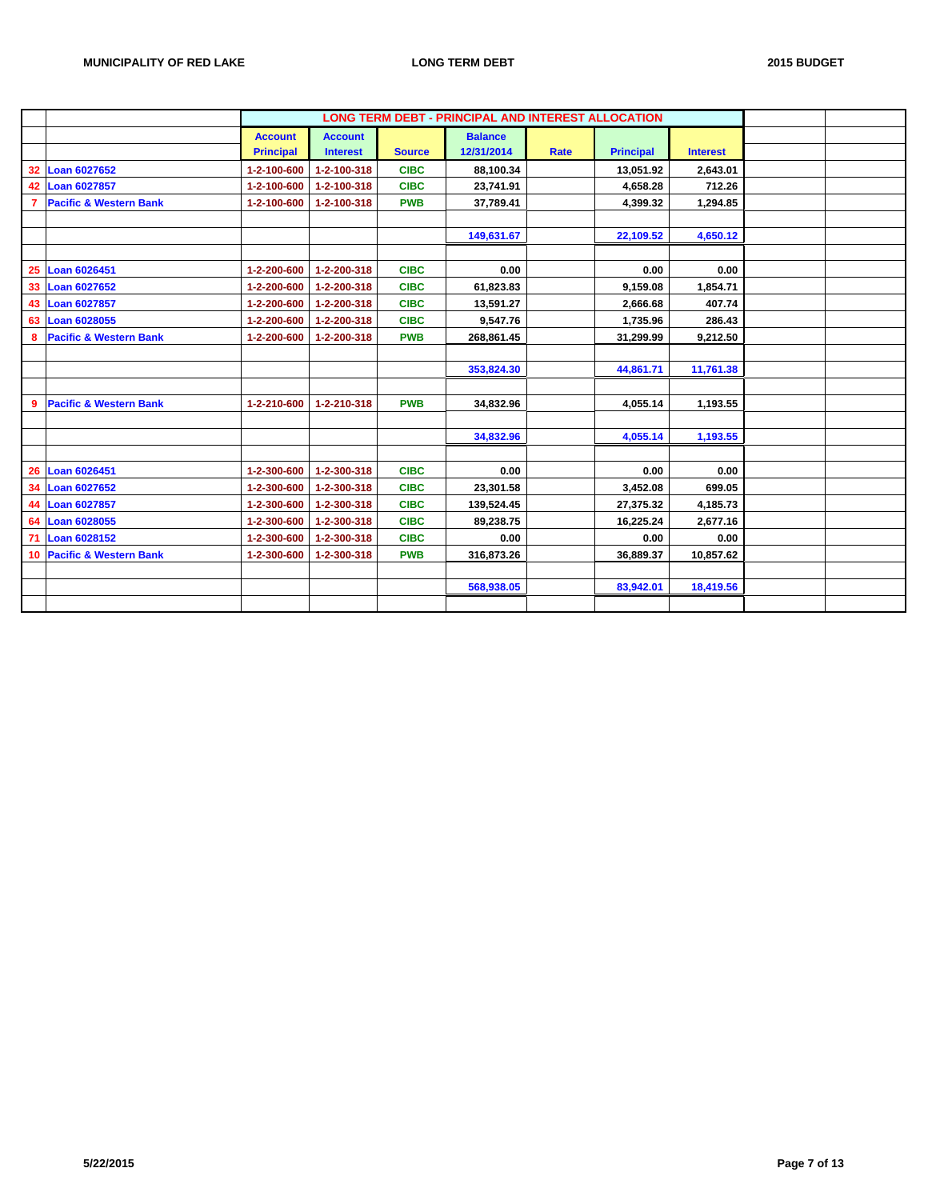MUNICIPALITY OF RED LAKE — LONG TERM DEBT — 2015 BUDGET

| | | LONG TERM DEBT - PRINCIPAL AND INTEREST ALLOCATION | | | | | | | | |
|---|---|---|---|---|---|---|---|---|---|---|
| | | Account Principal | Account Interest | Source | Balance 12/31/2014 | Rate | Principal | Interest | | |
| 32 | Loan 6027652 | 1-2-100-600 | 1-2-100-318 | CIBC | 88,100.34 | | 13,051.92 | 2,643.01 | | |
| 42 | Loan 6027857 | 1-2-100-600 | 1-2-100-318 | CIBC | 23,741.91 | | 4,658.28 | 712.26 | | |
| 7 | Pacific & Western Bank | 1-2-100-600 | 1-2-100-318 | PWB | 37,789.41 | | 4,399.32 | 1,294.85 | | |
| | | | | | 149,631.67 | | 22,109.52 | 4,650.12 | | |
| 25 | Loan 6026451 | 1-2-200-600 | 1-2-200-318 | CIBC | 0.00 | | 0.00 | 0.00 | | |
| 33 | Loan 6027652 | 1-2-200-600 | 1-2-200-318 | CIBC | 61,823.83 | | 9,159.08 | 1,854.71 | | |
| 43 | Loan 6027857 | 1-2-200-600 | 1-2-200-318 | CIBC | 13,591.27 | | 2,666.68 | 407.74 | | |
| 63 | Loan 6028055 | 1-2-200-600 | 1-2-200-318 | CIBC | 9,547.76 | | 1,735.96 | 286.43 | | |
| 8 | Pacific & Western Bank | 1-2-200-600 | 1-2-200-318 | PWB | 268,861.45 | | 31,299.99 | 9,212.50 | | |
| | | | | | 353,824.30 | | 44,861.71 | 11,761.38 | | |
| 9 | Pacific & Western Bank | 1-2-210-600 | 1-2-210-318 | PWB | 34,832.96 | | 4,055.14 | 1,193.55 | | |
| | | | | | 34,832.96 | | 4,055.14 | 1,193.55 | | |
| 26 | Loan 6026451 | 1-2-300-600 | 1-2-300-318 | CIBC | 0.00 | | 0.00 | 0.00 | | |
| 34 | Loan 6027652 | 1-2-300-600 | 1-2-300-318 | CIBC | 23,301.58 | | 3,452.08 | 699.05 | | |
| 44 | Loan 6027857 | 1-2-300-600 | 1-2-300-318 | CIBC | 139,524.45 | | 27,375.32 | 4,185.73 | | |
| 64 | Loan 6028055 | 1-2-300-600 | 1-2-300-318 | CIBC | 89,238.75 | | 16,225.24 | 2,677.16 | | |
| 71 | Loan 6028152 | 1-2-300-600 | 1-2-300-318 | CIBC | 0.00 | | 0.00 | 0.00 | | |
| 10 | Pacific & Western Bank | 1-2-300-600 | 1-2-300-318 | PWB | 316,873.26 | | 36,889.37 | 10,857.62 | | |
| | | | | | 568,938.05 | | 83,942.01 | 18,419.56 | | |

5/22/2015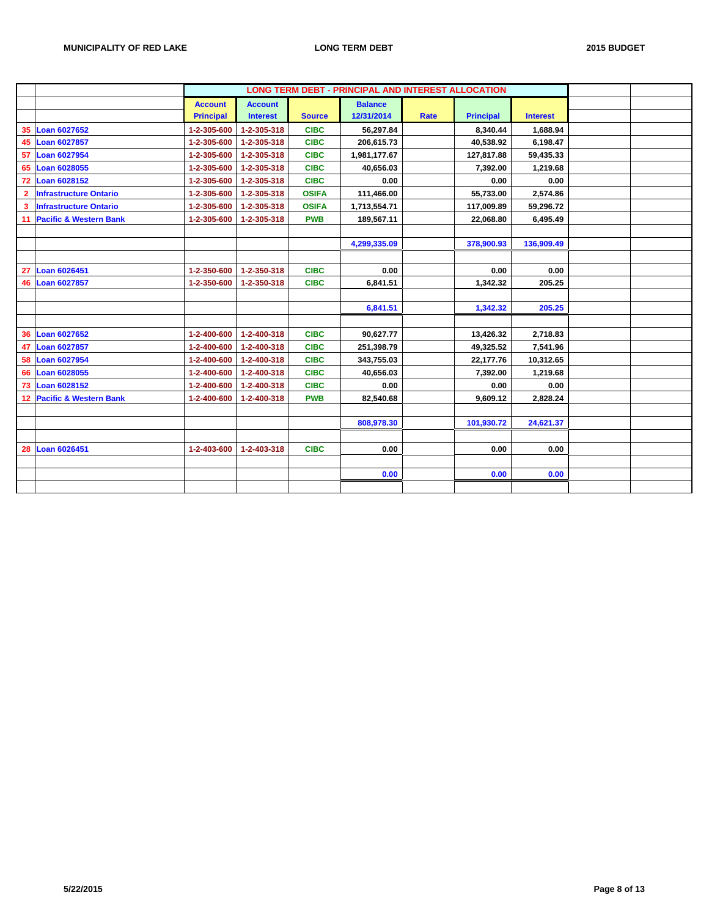| | | LONG TERM DEBT - PRINCIPAL AND INTEREST ALLOCATION | | | | | | | | |
|---|---|---|---|---|---|---|---|---|---|---|
| | | Account Principal | Account Interest | Source | Balance 12/31/2014 | Rate | Principal | Interest | | |
| 35 | Loan 6027652 | 1-2-305-600 | 1-2-305-318 | CIBC | 56,297.84 | | 8,340.44 | 1,688.94 | | |
| 45 | Loan 6027857 | 1-2-305-600 | 1-2-305-318 | CIBC | 206,615.73 | | 40,538.92 | 6,198.47 | | |
| 57 | Loan 6027954 | 1-2-305-600 | 1-2-305-318 | CIBC | 1,981,177.67 | | 127,817.88 | 59,435.33 | | |
| 65 | Loan 6028055 | 1-2-305-600 | 1-2-305-318 | CIBC | 40,656.03 | | 7,392.00 | 1,219.68 | | |
| 72 | Loan 6028152 | 1-2-305-600 | 1-2-305-318 | CIBC | 0.00 | | 0.00 | 0.00 | | |
| 2 | Infrastructure Ontario | 1-2-305-600 | 1-2-305-318 | OSIFA | 111,466.00 | | 55,733.00 | 2,574.86 | | |
| 3 | Infrastructure Ontario | 1-2-305-600 | 1-2-305-318 | OSIFA | 1,713,554.71 | | 117,009.89 | 59,296.72 | | |
| 11 | Pacific & Western Bank | 1-2-305-600 | 1-2-305-318 | PWB | 189,567.11 | | 22,068.80 | 6,495.49 | | |
| | | | | | | | | | | |
| | | | | | 4,299,335.09 | | 378,900.93 | 136,909.49 | | |
| | | | | | | | | | | |
| 27 | Loan 6026451 | 1-2-350-600 | 1-2-350-318 | CIBC | 0.00 | | 0.00 | 0.00 | | |
| 46 | Loan 6027857 | 1-2-350-600 | 1-2-350-318 | CIBC | 6,841.51 | | 1,342.32 | 205.25 | | |
| | | | | | | | | | | |
| | | | | | 6,841.51 | | 1,342.32 | 205.25 | | |
| | | | | | | | | | | |
| 36 | Loan 6027652 | 1-2-400-600 | 1-2-400-318 | CIBC | 90,627.77 | | 13,426.32 | 2,718.83 | | |
| 47 | Loan 6027857 | 1-2-400-600 | 1-2-400-318 | CIBC | 251,398.79 | | 49,325.52 | 7,541.96 | | |
| 58 | Loan 6027954 | 1-2-400-600 | 1-2-400-318 | CIBC | 343,755.03 | | 22,177.76 | 10,312.65 | | |
| 66 | Loan 6028055 | 1-2-400-600 | 1-2-400-318 | CIBC | 40,656.03 | | 7,392.00 | 1,219.68 | | |
| 73 | Loan 6028152 | 1-2-400-600 | 1-2-400-318 | CIBC | 0.00 | | 0.00 | 0.00 | | |
| 12 | Pacific & Western Bank | 1-2-400-600 | 1-2-400-318 | PWB | 82,540.68 | | 9,609.12 | 2,828.24 | | |
| | | | | | | | | | | |
| | | | | | 808,978.30 | | 101,930.72 | 24,621.37 | | |
| | | | | | | | | | | |
| 28 | Loan 6026451 | 1-2-403-600 | 1-2-403-318 | CIBC | 0.00 | | 0.00 | 0.00 | | |
| | | | | | | | | | | |
| | | | | | 0.00 | | 0.00 | 0.00 | | |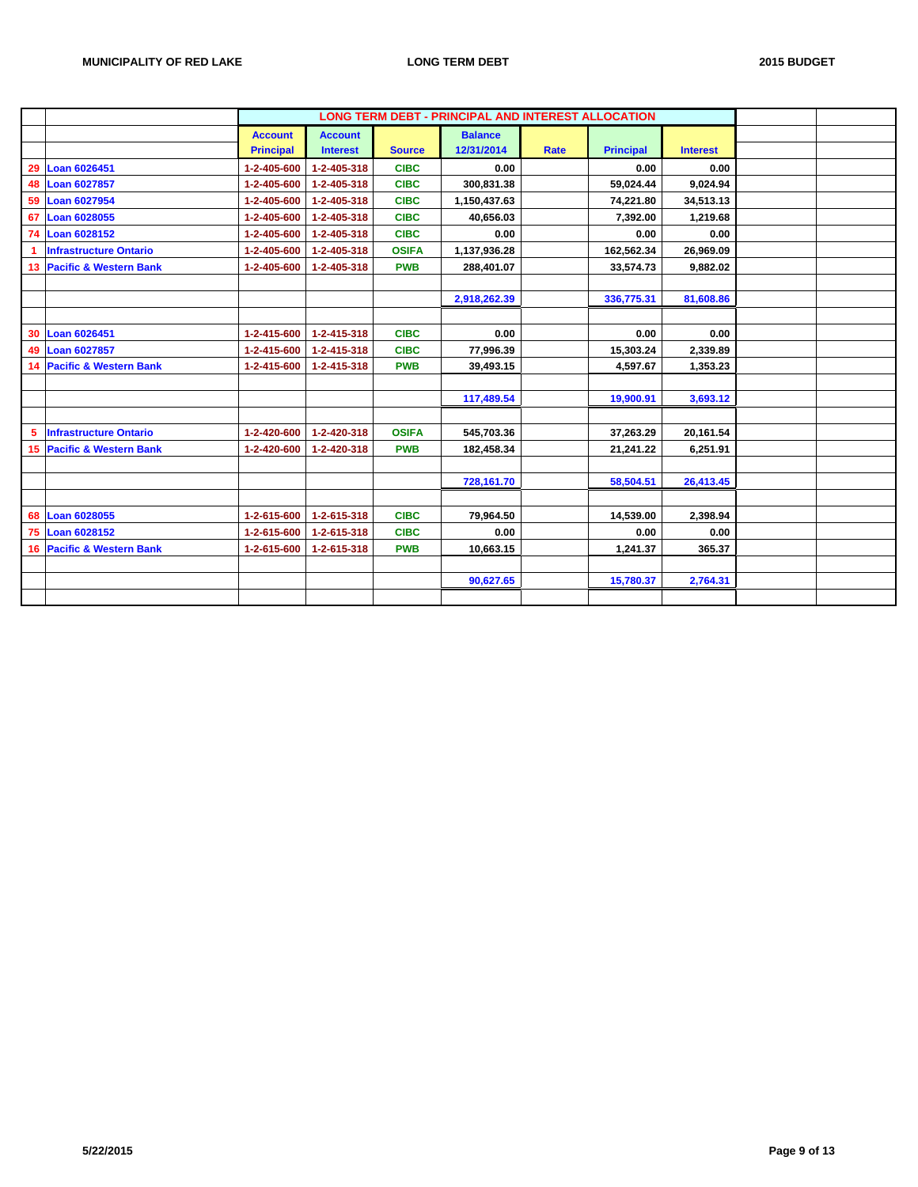| | | LONG TERM DEBT - PRINCIPAL AND INTEREST ALLOCATION | | | | | | | | |
|---|---|---|---|---|---|---|---|---|---|---|
| | | Account Principal | Account Interest | Source | Balance 12/31/2014 | Rate | Principal | Interest | | |
| 29 | Loan 6026451 | 1-2-405-600 | 1-2-405-318 | CIBC | 0.00 | | 0.00 | 0.00 | | |
| 48 | Loan 6027857 | 1-2-405-600 | 1-2-405-318 | CIBC | 300,831.38 | | 59,024.44 | 9,024.94 | | |
| 59 | Loan 6027954 | 1-2-405-600 | 1-2-405-318 | CIBC | 1,150,437.63 | | 74,221.80 | 34,513.13 | | |
| 67 | Loan 6028055 | 1-2-405-600 | 1-2-405-318 | CIBC | 40,656.03 | | 7,392.00 | 1,219.68 | | |
| 74 | Loan 6028152 | 1-2-405-600 | 1-2-405-318 | CIBC | 0.00 | | 0.00 | 0.00 | | |
| 1 | Infrastructure Ontario | 1-2-405-600 | 1-2-405-318 | OSIFA | 1,137,936.28 | | 162,562.34 | 26,969.09 | | |
| 13 | Pacific & Western Bank | 1-2-405-600 | 1-2-405-318 | PWB | 288,401.07 | | 33,574.73 | 9,882.02 | | |
| | | | | | | | | | | |
| | | | | | 2,918,262.39 | | 336,775.31 | 81,608.86 | | |
| | | | | | | | | | | |
| 30 | Loan 6026451 | 1-2-415-600 | 1-2-415-318 | CIBC | 0.00 | | 0.00 | 0.00 | | |
| 49 | Loan 6027857 | 1-2-415-600 | 1-2-415-318 | CIBC | 77,996.39 | | 15,303.24 | 2,339.89 | | |
| 14 | Pacific & Western Bank | 1-2-415-600 | 1-2-415-318 | PWB | 39,493.15 | | 4,597.67 | 1,353.23 | | |
| | | | | | | | | | | |
| | | | | | 117,489.54 | | 19,900.91 | 3,693.12 | | |
| | | | | | | | | | | |
| 5 | Infrastructure Ontario | 1-2-420-600 | 1-2-420-318 | OSIFA | 545,703.36 | | 37,263.29 | 20,161.54 | | |
| 15 | Pacific & Western Bank | 1-2-420-600 | 1-2-420-318 | PWB | 182,458.34 | | 21,241.22 | 6,251.91 | | |
| | | | | | | | | | | |
| | | | | | 728,161.70 | | 58,504.51 | 26,413.45 | | |
| | | | | | | | | | | |
| 68 | Loan 6028055 | 1-2-615-600 | 1-2-615-318 | CIBC | 79,964.50 | | 14,539.00 | 2,398.94 | | |
| 75 | Loan 6028152 | 1-2-615-600 | 1-2-615-318 | CIBC | 0.00 | | 0.00 | 0.00 | | |
| 16 | Pacific & Western Bank | 1-2-615-600 | 1-2-615-318 | PWB | 10,663.15 | | 1,241.37 | 365.37 | | |
| | | | | | | | | | | |
| | | | | | 90,627.65 | | 15,780.37 | 2,764.31 | | |
| | | | | | | | | | | |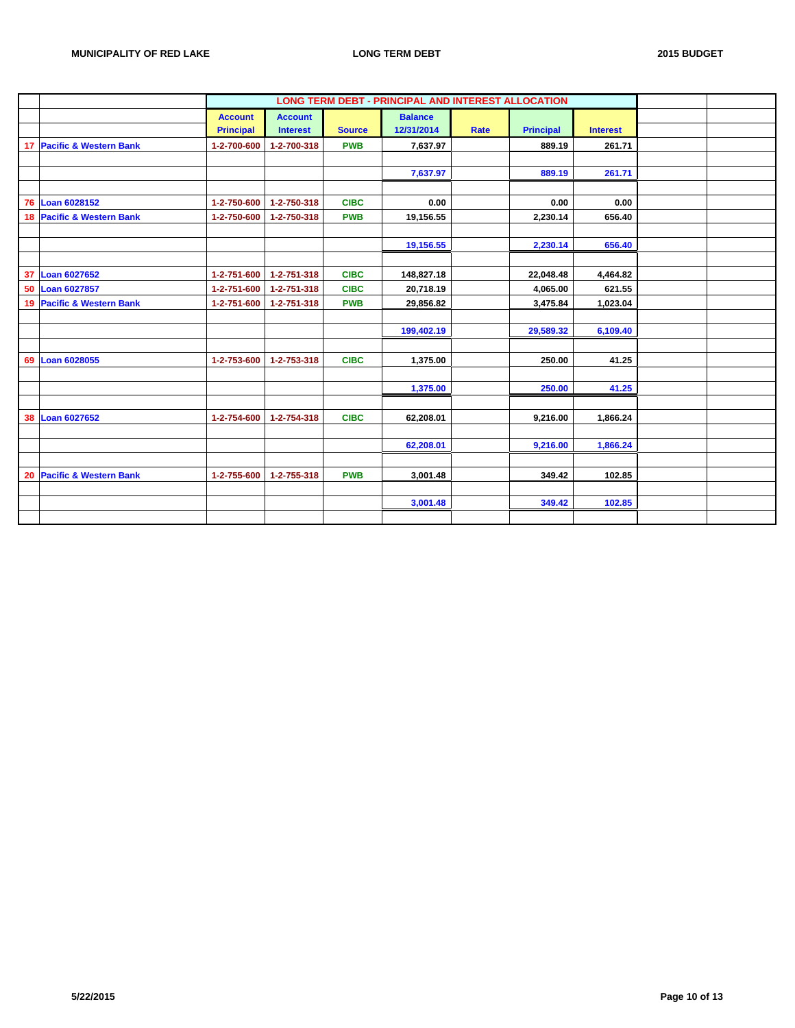MUNICIPALITY OF RED LAKE — LONG TERM DEBT — 2015 BUDGET

| | | LONG TERM DEBT - PRINCIPAL AND INTEREST ALLOCATION | | | | | | | | |
|---|---|---|---|---|---|---|---|---|---|---|
| | | Account Principal | Account Interest | Source | Balance 12/31/2014 | Rate | Principal | Interest | | |
| 17 | Pacific & Western Bank | 1-2-700-600 | 1-2-700-318 | PWB | 7,637.97 | | 889.19 | 261.71 | | |
| | | | | | 7,637.97 | | 889.19 | 261.71 | | |
| 76 | Loan 6028152 | 1-2-750-600 | 1-2-750-318 | CIBC | 0.00 | | 0.00 | 0.00 | | |
| 18 | Pacific & Western Bank | 1-2-750-600 | 1-2-750-318 | PWB | 19,156.55 | | 2,230.14 | 656.40 | | |
| | | | | | 19,156.55 | | 2,230.14 | 656.40 | | |
| 37 | Loan 6027652 | 1-2-751-600 | 1-2-751-318 | CIBC | 148,827.18 | | 22,048.48 | 4,464.82 | | |
| 50 | Loan 6027857 | 1-2-751-600 | 1-2-751-318 | CIBC | 20,718.19 | | 4,065.00 | 621.55 | | |
| 19 | Pacific & Western Bank | 1-2-751-600 | 1-2-751-318 | PWB | 29,856.82 | | 3,475.84 | 1,023.04 | | |
| | | | | | 199,402.19 | | 29,589.32 | 6,109.40 | | |
| 69 | Loan 6028055 | 1-2-753-600 | 1-2-753-318 | CIBC | 1,375.00 | | 250.00 | 41.25 | | |
| | | | | | 1,375.00 | | 250.00 | 41.25 | | |
| 38 | Loan 6027652 | 1-2-754-600 | 1-2-754-318 | CIBC | 62,208.01 | | 9,216.00 | 1,866.24 | | |
| | | | | | 62,208.01 | | 9,216.00 | 1,866.24 | | |
| 20 | Pacific & Western Bank | 1-2-755-600 | 1-2-755-318 | PWB | 3,001.48 | | 349.42 | 102.85 | | |
| | | | | | 3,001.48 | | 349.42 | 102.85 | | |

5/22/2015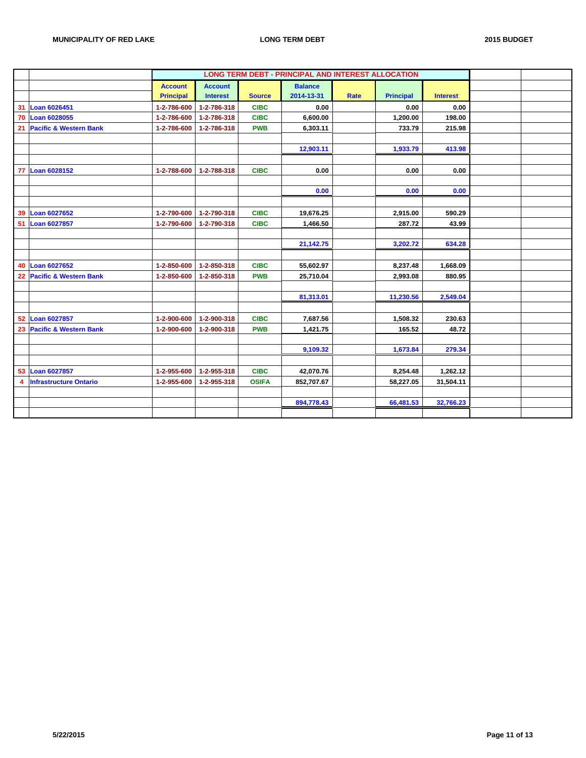MUNICIPALITY OF RED LAKE — LONG TERM DEBT — 2015 BUDGET

| | | LONG TERM DEBT - PRINCIPAL AND INTEREST ALLOCATION | | | | | | | | |
|---|---|---|---|---|---|---|---|---|---|---|
| | | Account Principal | Account Interest | Source | Balance 2014-13-31 | Rate | Principal | Interest | | |
| 31 | Loan 6026451 | 1-2-786-600 | 1-2-786-318 | CIBC | 0.00 | | 0.00 | 0.00 | | |
| 70 | Loan 6028055 | 1-2-786-600 | 1-2-786-318 | CIBC | 6,600.00 | | 1,200.00 | 198.00 | | |
| 21 | Pacific & Western Bank | 1-2-786-600 | 1-2-786-318 | PWB | 6,303.11 | | 733.79 | 215.98 | | |
| | | | | | 12,903.11 | | 1,933.79 | 413.98 | | |
| 77 | Loan 6028152 | 1-2-788-600 | 1-2-788-318 | CIBC | 0.00 | | 0.00 | 0.00 | | |
| | | | | | 0.00 | | 0.00 | 0.00 | | |
| 39 | Loan 6027652 | 1-2-790-600 | 1-2-790-318 | CIBC | 19,676.25 | | 2,915.00 | 590.29 | | |
| 51 | Loan 6027857 | 1-2-790-600 | 1-2-790-318 | CIBC | 1,466.50 | | 287.72 | 43.99 | | |
| | | | | | 21,142.75 | | 3,202.72 | 634.28 | | |
| 40 | Loan 6027652 | 1-2-850-600 | 1-2-850-318 | CIBC | 55,602.97 | | 8,237.48 | 1,668.09 | | |
| 22 | Pacific & Western Bank | 1-2-850-600 | 1-2-850-318 | PWB | 25,710.04 | | 2,993.08 | 880.95 | | |
| | | | | | 81,313.01 | | 11,230.56 | 2,549.04 | | |
| 52 | Loan 6027857 | 1-2-900-600 | 1-2-900-318 | CIBC | 7,687.56 | | 1,508.32 | 230.63 | | |
| 23 | Pacific & Western Bank | 1-2-900-600 | 1-2-900-318 | PWB | 1,421.75 | | 165.52 | 48.72 | | |
| | | | | | 9,109.32 | | 1,673.84 | 279.34 | | |
| 53 | Loan 6027857 | 1-2-955-600 | 1-2-955-318 | CIBC | 42,070.76 | | 8,254.48 | 1,262.12 | | |
| 4 | Infrastructure Ontario | 1-2-955-600 | 1-2-955-318 | OSIFA | 852,707.67 | | 58,227.05 | 31,504.11 | | |
| | | | | | 894,778.43 | | 66,481.53 | 32,766.23 | | |

5/22/2015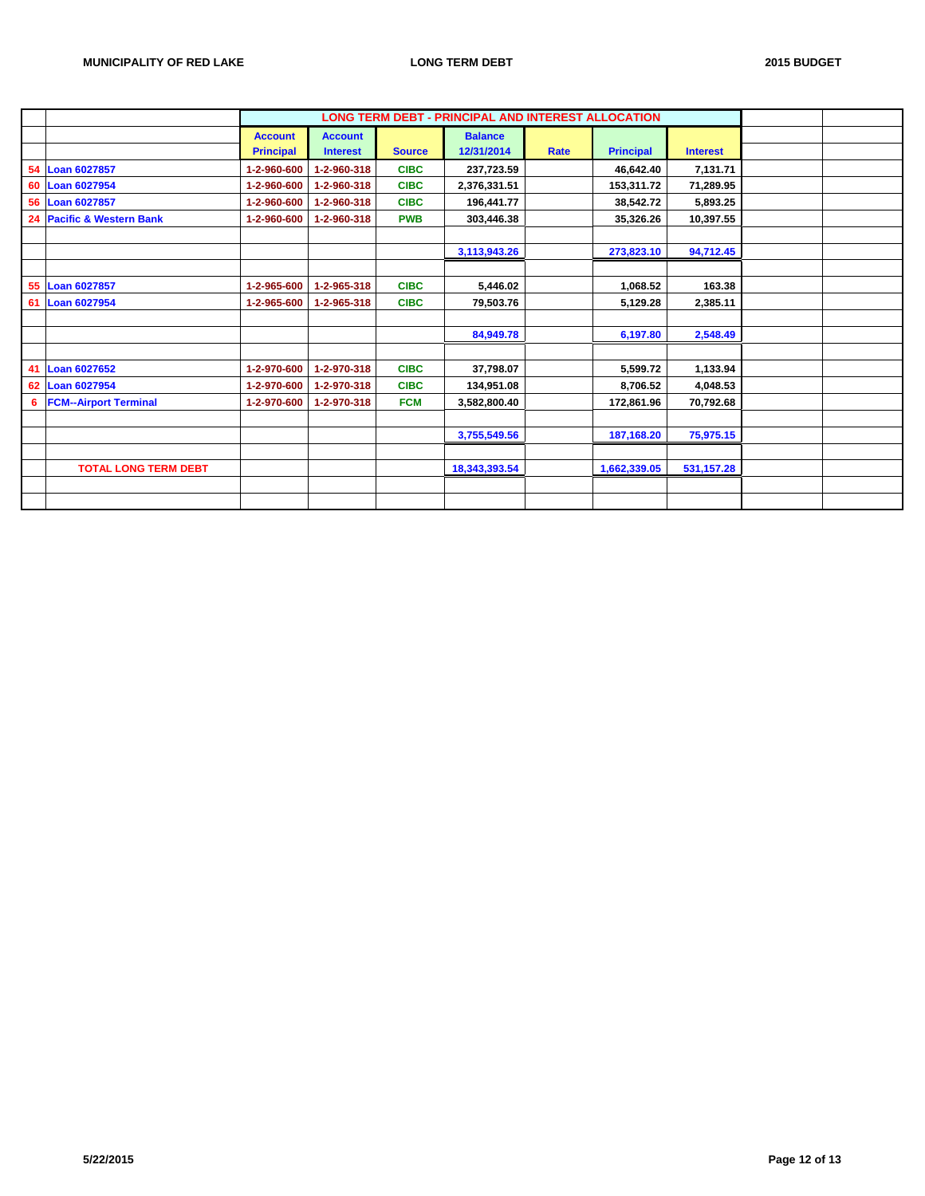MUNICIPALITY OF RED LAKE — LONG TERM DEBT — 2015 BUDGET

| | | LONG TERM DEBT - PRINCIPAL AND INTEREST ALLOCATION | | | | | | | | |
|---|---|---|---|---|---|---|---|---|---|---|
| | | Account Principal | Account Interest | Source | Balance 12/31/2014 | Rate | Principal | Interest | | |
| 54 | Loan 6027857 | 1-2-960-600 | 1-2-960-318 | CIBC | 237,723.59 | | 46,642.40 | 7,131.71 | | |
| 60 | Loan 6027954 | 1-2-960-600 | 1-2-960-318 | CIBC | 2,376,331.51 | | 153,311.72 | 71,289.95 | | |
| 56 | Loan 6027857 | 1-2-960-600 | 1-2-960-318 | CIBC | 196,441.77 | | 38,542.72 | 5,893.25 | | |
| 24 | Pacific & Western Bank | 1-2-960-600 | 1-2-960-318 | PWB | 303,446.38 | | 35,326.26 | 10,397.55 | | |
| | | | | | 3,113,943.26 | | 273,823.10 | 94,712.45 | | |
| 55 | Loan 6027857 | 1-2-965-600 | 1-2-965-318 | CIBC | 5,446.02 | | 1,068.52 | 163.38 | | |
| 61 | Loan 6027954 | 1-2-965-600 | 1-2-965-318 | CIBC | 79,503.76 | | 5,129.28 | 2,385.11 | | |
| | | | | | 84,949.78 | | 6,197.80 | 2,548.49 | | |
| 41 | Loan 6027652 | 1-2-970-600 | 1-2-970-318 | CIBC | 37,798.07 | | 5,599.72 | 1,133.94 | | |
| 62 | Loan 6027954 | 1-2-970-600 | 1-2-970-318 | CIBC | 134,951.08 | | 8,706.52 | 4,048.53 | | |
| 6 | FCM--Airport Terminal | 1-2-970-600 | 1-2-970-318 | FCM | 3,582,800.40 | | 172,861.96 | 70,792.68 | | |
| | | | | | 3,755,549.56 | | 187,168.20 | 75,975.15 | | |
| | TOTAL LONG TERM DEBT | | | | 18,343,393.54 | | 1,662,339.05 | 531,157.28 | | |

5/22/2015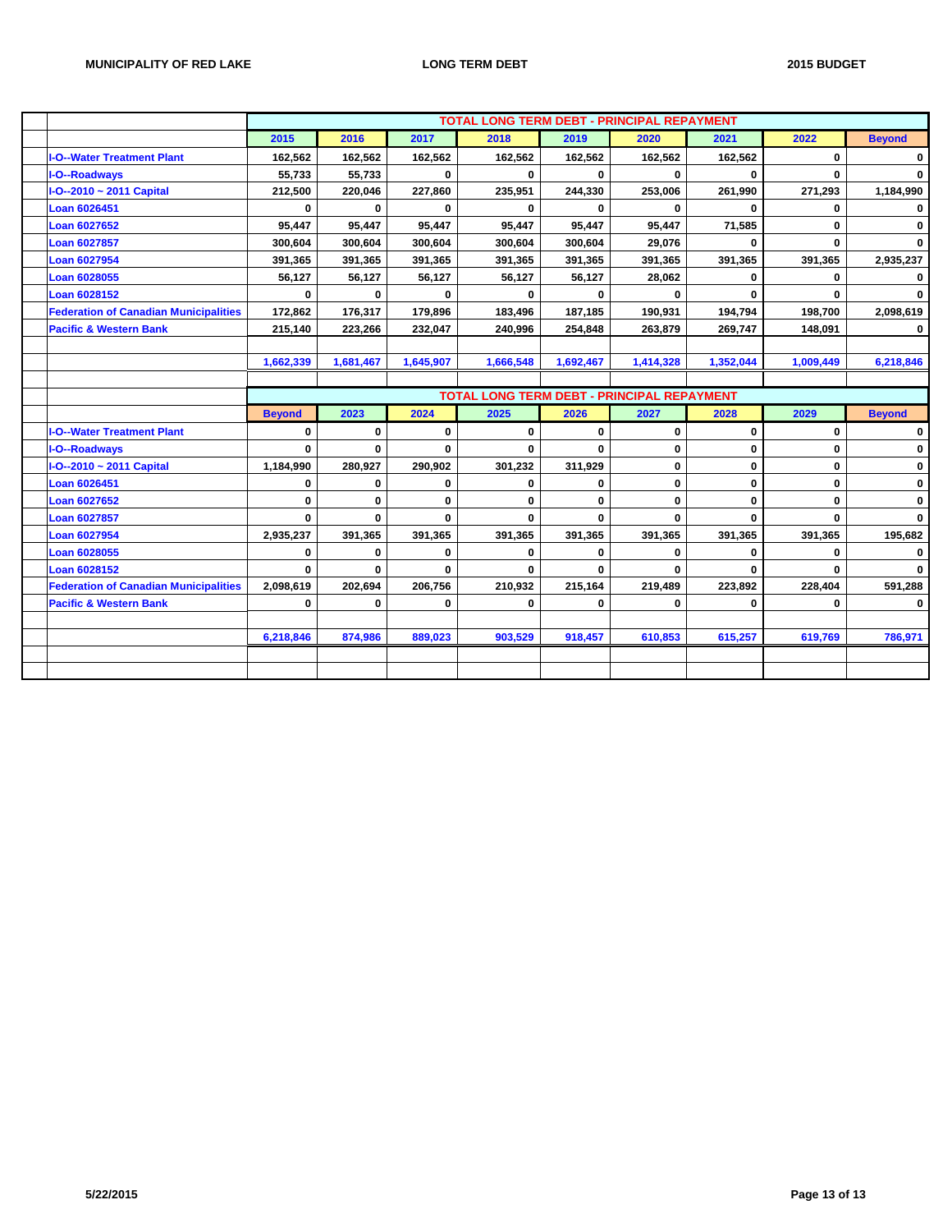MUNICIPALITY OF RED LAKE — LONG TERM DEBT — 2015 BUDGET

| | TOTAL LONG TERM DEBT - PRINCIPAL REPAYMENT | | | | | | | | |
|---|---|---|---|---|---|---|---|---|---|
| | 2015 | 2016 | 2017 | 2018 | 2019 | 2020 | 2021 | 2022 | Beyond |
| I-O--Water Treatment Plant | 162,562 | 162,562 | 162,562 | 162,562 | 162,562 | 162,562 | 162,562 | 0 | 0 |
| I-O--Roadways | 55,733 | 55,733 | 0 | 0 | 0 | 0 | 0 | 0 | 0 |
| I-O--2010 ~ 2011 Capital | 212,500 | 220,046 | 227,860 | 235,951 | 244,330 | 253,006 | 261,990 | 271,293 | 1,184,990 |
| Loan 6026451 | 0 | 0 | 0 | 0 | 0 | 0 | 0 | 0 | 0 |
| Loan 6027652 | 95,447 | 95,447 | 95,447 | 95,447 | 95,447 | 95,447 | 71,585 | 0 | 0 |
| Loan 6027857 | 300,604 | 300,604 | 300,604 | 300,604 | 300,604 | 29,076 | 0 | 0 | 0 |
| Loan 6027954 | 391,365 | 391,365 | 391,365 | 391,365 | 391,365 | 391,365 | 391,365 | 391,365 | 2,935,237 |
| Loan 6028055 | 56,127 | 56,127 | 56,127 | 56,127 | 56,127 | 28,062 | 0 | 0 | 0 |
| Loan 6028152 | 0 | 0 | 0 | 0 | 0 | 0 | 0 | 0 | 0 |
| Federation of Canadian Municipalities | 172,862 | 176,317 | 179,896 | 183,496 | 187,185 | 190,931 | 194,794 | 198,700 | 2,098,619 |
| Pacific & Western Bank | 215,140 | 223,266 | 232,047 | 240,996 | 254,848 | 263,879 | 269,747 | 148,091 | 0 |
| | | | | | | | | | |
| | 1,662,339 | 1,681,467 | 1,645,907 | 1,666,548 | 1,692,467 | 1,414,328 | 1,352,044 | 1,009,449 | 6,218,846 |

| | TOTAL LONG TERM DEBT - PRINCIPAL REPAYMENT | | | | | | | | |
|---|---|---|---|---|---|---|---|---|---|
| | Beyond | 2023 | 2024 | 2025 | 2026 | 2027 | 2028 | 2029 | Beyond |
| I-O--Water Treatment Plant | 0 | 0 | 0 | 0 | 0 | 0 | 0 | 0 | 0 |
| I-O--Roadways | 0 | 0 | 0 | 0 | 0 | 0 | 0 | 0 | 0 |
| I-O--2010 ~ 2011 Capital | 1,184,990 | 280,927 | 290,902 | 301,232 | 311,929 | 0 | 0 | 0 | 0 |
| Loan 6026451 | 0 | 0 | 0 | 0 | 0 | 0 | 0 | 0 | 0 |
| Loan 6027652 | 0 | 0 | 0 | 0 | 0 | 0 | 0 | 0 | 0 |
| Loan 6027857 | 0 | 0 | 0 | 0 | 0 | 0 | 0 | 0 | 0 |
| Loan 6027954 | 2,935,237 | 391,365 | 391,365 | 391,365 | 391,365 | 391,365 | 391,365 | 391,365 | 195,682 |
| Loan 6028055 | 0 | 0 | 0 | 0 | 0 | 0 | 0 | 0 | 0 |
| Loan 6028152 | 0 | 0 | 0 | 0 | 0 | 0 | 0 | 0 | 0 |
| Federation of Canadian Municipalities | 2,098,619 | 202,694 | 206,756 | 210,932 | 215,164 | 219,489 | 223,892 | 228,404 | 591,288 |
| Pacific & Western Bank | 0 | 0 | 0 | 0 | 0 | 0 | 0 | 0 | 0 |
| | | | | | | | | | |
| | 6,218,846 | 874,986 | 889,023 | 903,529 | 918,457 | 610,853 | 615,257 | 619,769 | 786,971 |

5/22/2015